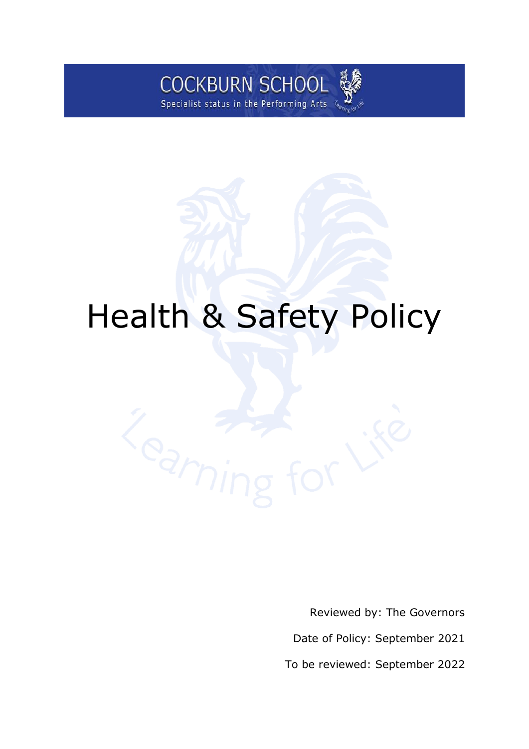COCKBURN SCHOOL

Specialist status in the Performing Arts

# Health & Safety Policy

Reviewed by: The Governors

Date of Policy: September 2021

To be reviewed: September 2022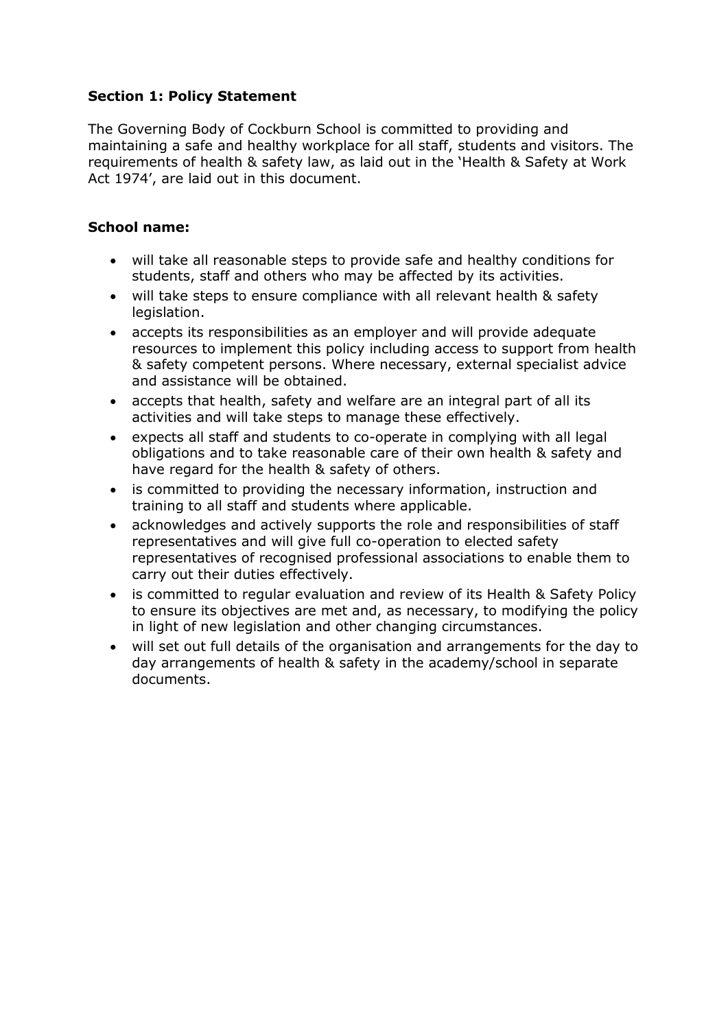**Section 1: Policy Statement**

The Governing Body of Cockburn School is committed to providing and maintaining a safe and healthy workplace for all staff, students and visitors. The requirements of health & safety law, as laid out in the 'Health & Safety at Work Act 1974', are laid out in this document.

**School name:**

- will take all reasonable steps to provide safe and healthy conditions for students, staff and others who may be affected by its activities.
- will take steps to ensure compliance with all relevant health & safety legislation.
- accepts its responsibilities as an employer and will provide adequate resources to implement this policy including access to support from health & safety competent persons. Where necessary, external specialist advice and assistance will be obtained.
- accepts that health, safety and welfare are an integral part of all its activities and will take steps to manage these effectively.
- expects all staff and students to co-operate in complying with all legal obligations and to take reasonable care of their own health & safety and have regard for the health & safety of others.
- is committed to providing the necessary information, instruction and training to all staff and students where applicable.
- acknowledges and actively supports the role and responsibilities of staff representatives and will give full co-operation to elected safety representatives of recognised professional associations to enable them to carry out their duties effectively.
- is committed to regular evaluation and review of its Health & Safety Policy to ensure its objectives are met and, as necessary, to modifying the policy in light of new legislation and other changing circumstances.
- will set out full details of the organisation and arrangements for the day to day arrangements of health & safety in the academy/school in separate documents.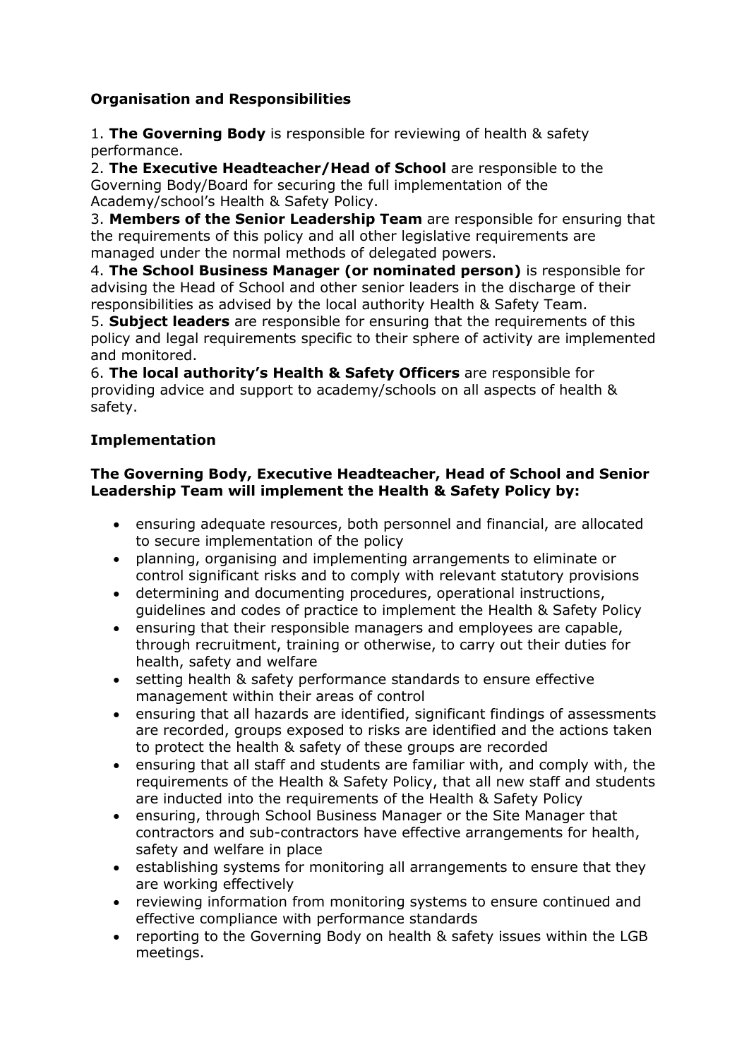**Organisation and Responsibilities**

1. **The Governing Body** is responsible for reviewing of health & safety performance.
2. **The Executive Headteacher/Head of School** are responsible to the Governing Body/Board for securing the full implementation of the Academy/school's Health & Safety Policy.
3. **Members of the Senior Leadership Team** are responsible for ensuring that the requirements of this policy and all other legislative requirements are managed under the normal methods of delegated powers.
4. **The School Business Manager (or nominated person)** is responsible for advising the Head of School and other senior leaders in the discharge of their responsibilities as advised by the local authority Health & Safety Team.
5. **Subject leaders** are responsible for ensuring that the requirements of this policy and legal requirements specific to their sphere of activity are implemented and monitored.
6. **The local authority's Health & Safety Officers** are responsible for providing advice and support to academy/schools on all aspects of health & safety.

**Implementation**

**The Governing Body, Executive Headteacher, Head of School and Senior Leadership Team will implement the Health & Safety Policy by:**

- ensuring adequate resources, both personnel and financial, are allocated to secure implementation of the policy
- planning, organising and implementing arrangements to eliminate or control significant risks and to comply with relevant statutory provisions
- determining and documenting procedures, operational instructions, guidelines and codes of practice to implement the Health & Safety Policy
- ensuring that their responsible managers and employees are capable, through recruitment, training or otherwise, to carry out their duties for health, safety and welfare
- setting health & safety performance standards to ensure effective management within their areas of control
- ensuring that all hazards are identified, significant findings of assessments are recorded, groups exposed to risks are identified and the actions taken to protect the health & safety of these groups are recorded
- ensuring that all staff and students are familiar with, and comply with, the requirements of the Health & Safety Policy, that all new staff and students are inducted into the requirements of the Health & Safety Policy
- ensuring, through School Business Manager or the Site Manager that contractors and sub-contractors have effective arrangements for health, safety and welfare in place
- establishing systems for monitoring all arrangements to ensure that they are working effectively
- reviewing information from monitoring systems to ensure continued and effective compliance with performance standards
- reporting to the Governing Body on health & safety issues within the LGB meetings.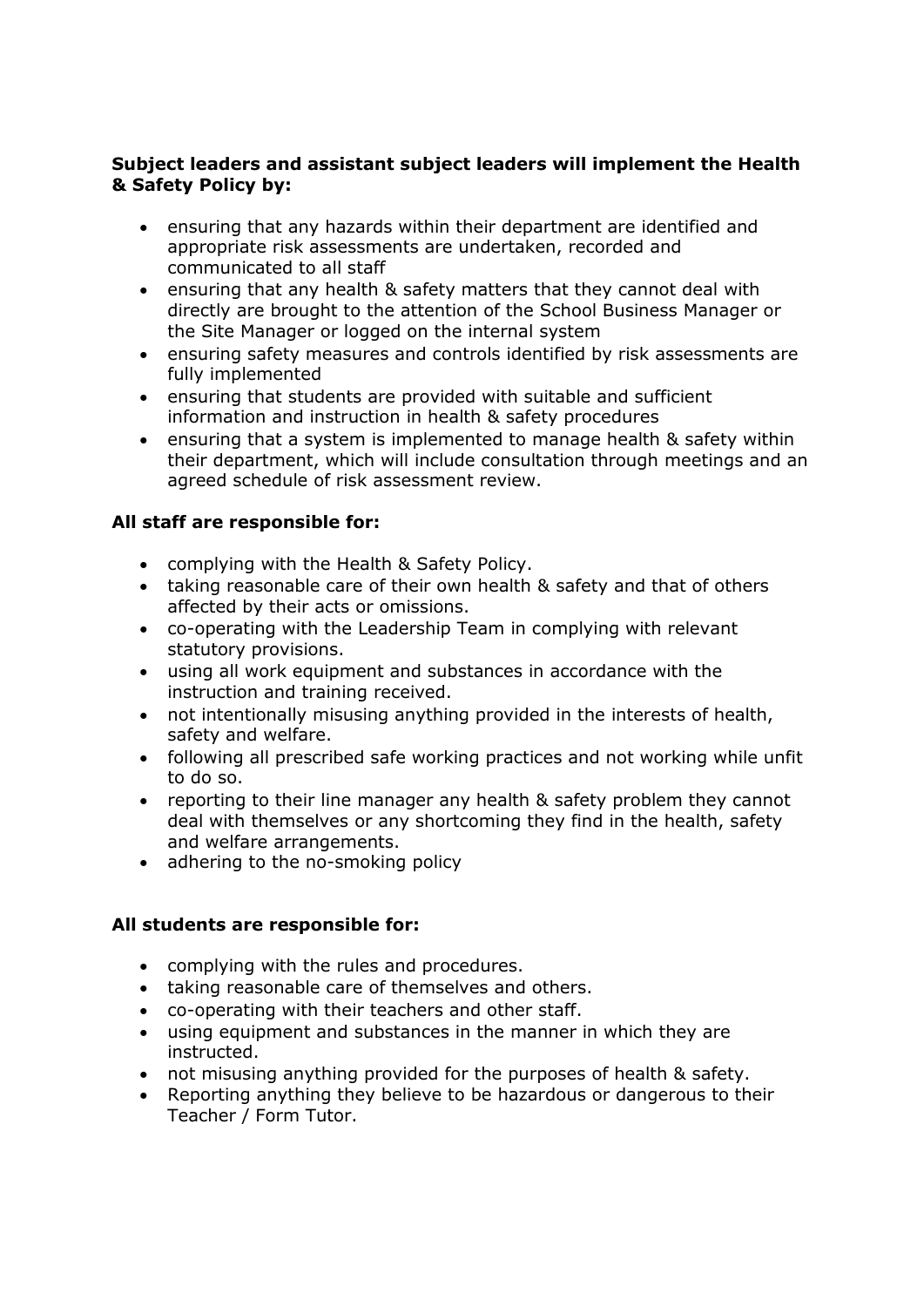**Subject leaders and assistant subject leaders will implement the Health & Safety Policy by:**

- ensuring that any hazards within their department are identified and appropriate risk assessments are undertaken, recorded and communicated to all staff
- ensuring that any health & safety matters that they cannot deal with directly are brought to the attention of the School Business Manager or the Site Manager or logged on the internal system
- ensuring safety measures and controls identified by risk assessments are fully implemented
- ensuring that students are provided with suitable and sufficient information and instruction in health & safety procedures
- ensuring that a system is implemented to manage health & safety within their department, which will include consultation through meetings and an agreed schedule of risk assessment review.

**All staff are responsible for:**

- complying with the Health & Safety Policy.
- taking reasonable care of their own health & safety and that of others affected by their acts or omissions.
- co-operating with the Leadership Team in complying with relevant statutory provisions.
- using all work equipment and substances in accordance with the instruction and training received.
- not intentionally misusing anything provided in the interests of health, safety and welfare.
- following all prescribed safe working practices and not working while unfit to do so.
- reporting to their line manager any health & safety problem they cannot deal with themselves or any shortcoming they find in the health, safety and welfare arrangements.
- adhering to the no-smoking policy

**All students are responsible for:**

- complying with the rules and procedures.
- taking reasonable care of themselves and others.
- co-operating with their teachers and other staff.
- using equipment and substances in the manner in which they are instructed.
- not misusing anything provided for the purposes of health & safety.
- Reporting anything they believe to be hazardous or dangerous to their Teacher / Form Tutor.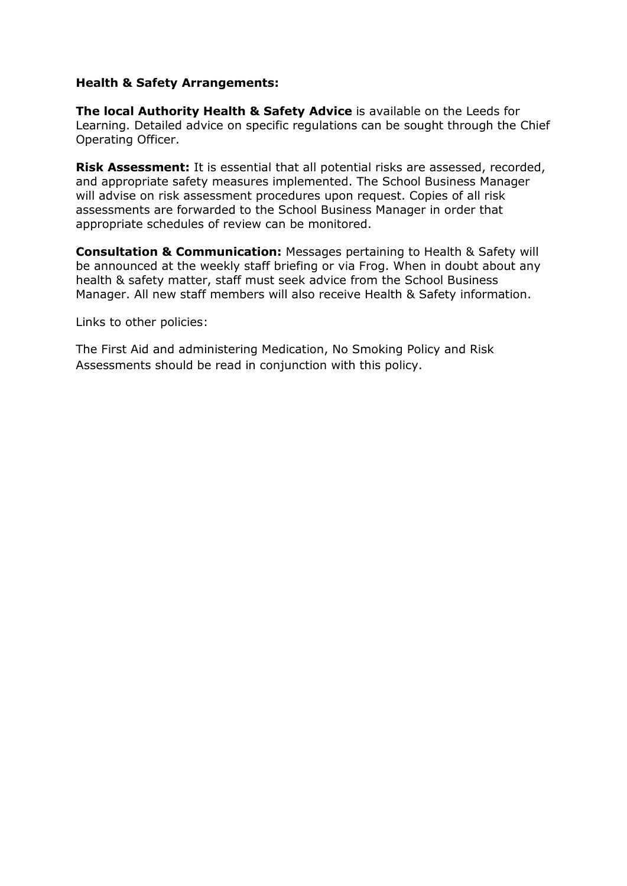**Health & Safety Arrangements:**

**The local Authority Health & Safety Advice** is available on the Leeds for Learning. Detailed advice on specific regulations can be sought through the Chief Operating Officer.

**Risk Assessment:** It is essential that all potential risks are assessed, recorded, and appropriate safety measures implemented. The School Business Manager will advise on risk assessment procedures upon request. Copies of all risk assessments are forwarded to the School Business Manager in order that appropriate schedules of review can be monitored.

**Consultation & Communication:** Messages pertaining to Health & Safety will be announced at the weekly staff briefing or via Frog. When in doubt about any health & safety matter, staff must seek advice from the School Business Manager. All new staff members will also receive Health & Safety information.

Links to other policies:

The First Aid and administering Medication, No Smoking Policy and Risk Assessments should be read in conjunction with this policy.